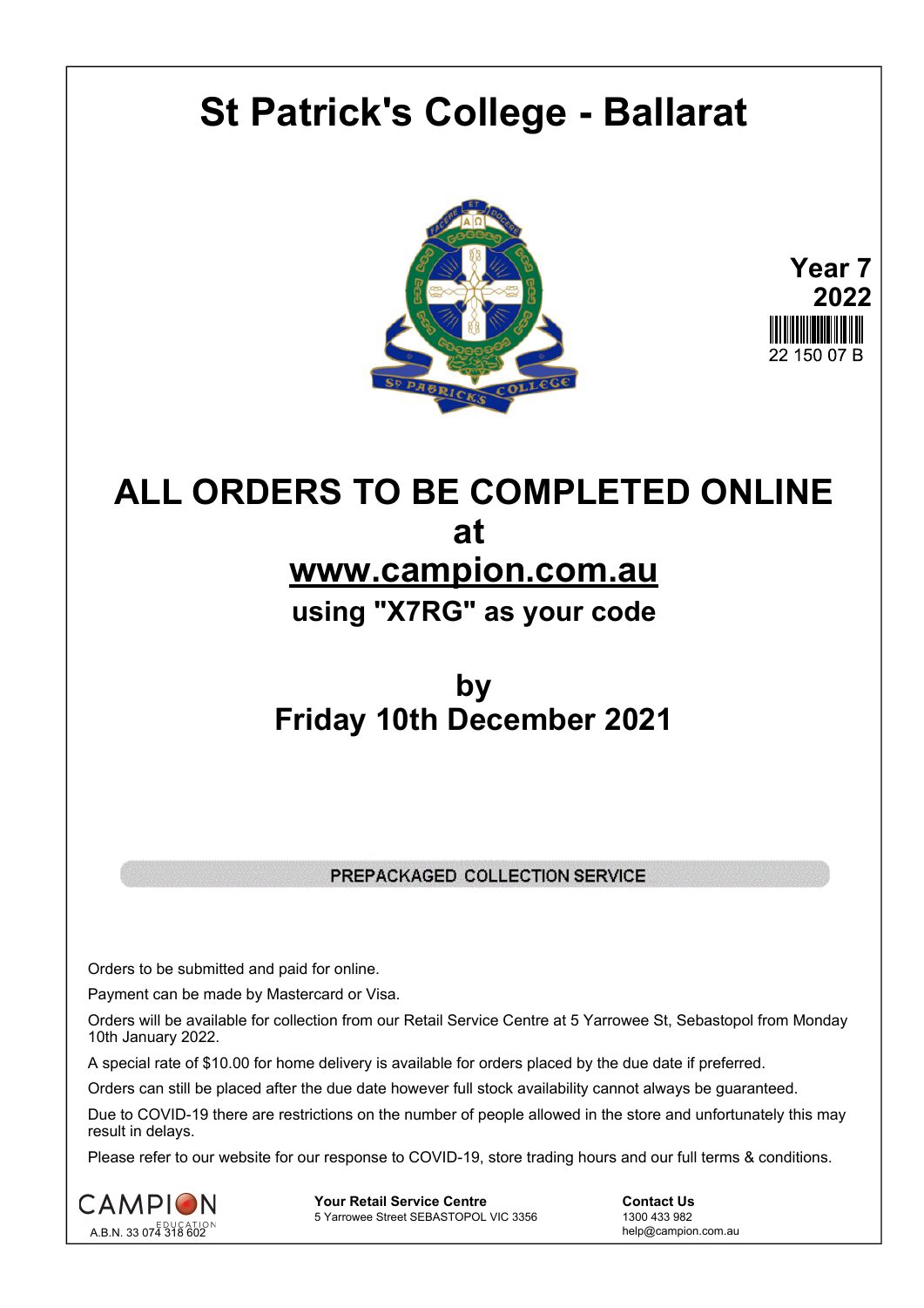# St Patrick's College - Ballarat

**Year 7**
**2022**

22 150 07 B

## ALL ORDERS TO BE COMPLETED ONLINE at

## www.campion.com.au

### using "X7RG" as your code

## by
## Friday 10th December 2021

**PREPACKAGED COLLECTION SERVICE**

Orders to be submitted and paid for online.

Payment can be made by Mastercard or Visa.

Orders will be available for collection from our Retail Service Centre at 5 Yarrowee St, Sebastopol from Monday 10th January 2022.

A special rate of $10.00 for home delivery is available for orders placed by the due date if preferred.

Orders can still be placed after the due date however full stock availability cannot always be guaranteed.

Due to COVID-19 there are restrictions on the number of people allowed in the store and unfortunately this may result in delays.

Please refer to our website for our response to COVID-19, store trading hours and our full terms & conditions.

CAMPION EDUCATION
A.B.N. 33 074 318 602

**Your Retail Service Centre**
5 Yarrowee Street SEBASTOPOL VIC 3356

**Contact Us**
1300 433 982
help@campion.com.au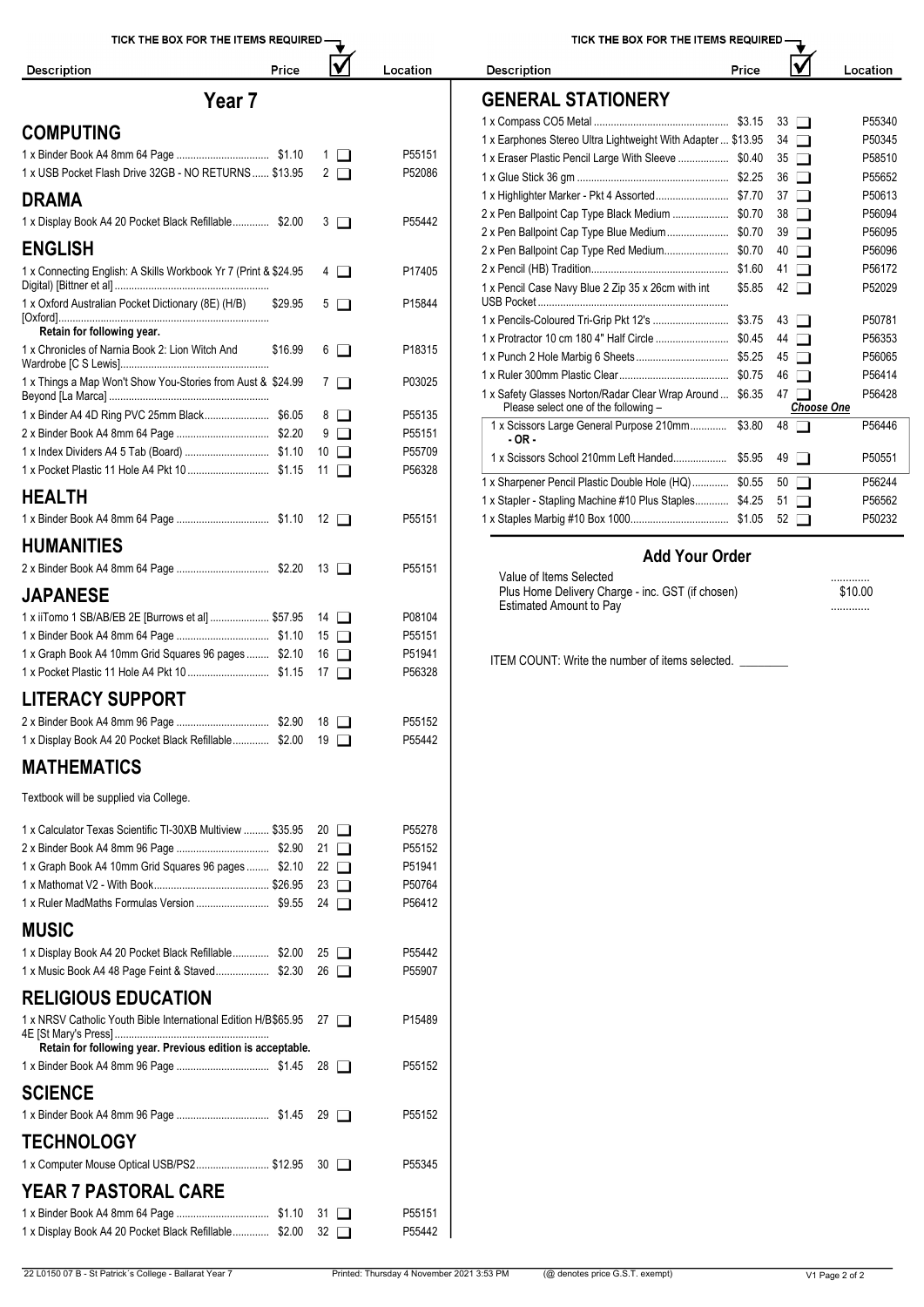TICK THE BOX FOR THE ITEMS REQUIRED

# Year 7

## COMPUTING

| Description | Price | ☑ | Location |
|---|---|---|---|
| 1 x Binder Book A4 8mm 64 Page | $1.10 | 1 ❑ | P55151 |
| 1 x USB Pocket Flash Drive 32GB - NO RETURNS | $13.95 | 2 ❑ | P52086 |

## DRAMA

| Description | Price | ☑ | Location |
|---|---|---|---|
| 1 x Display Book A4 20 Pocket Black Refillable | $2.00 | 3 ❑ | P55442 |

## ENGLISH

| Description | Price | ☑ | Location |
|---|---|---|---|
| 1 x Connecting English: A Skills Workbook Yr 7 (Print & Digital) [Bittner et al] | $24.95 | 4 ❑ | P17405 |
| 1 x Oxford Australian Pocket Dictionary (8E) (H/B) [Oxford] **Retain for following year.** | $29.95 | 5 ❑ | P15844 |
| 1 x Chronicles of Narnia Book 2: Lion Witch And Wardrobe [C S Lewis] | $16.99 | 6 ❑ | P18315 |
| 1 x Things a Map Won't Show You-Stories from Aust & Beyond [La Marca] | $24.99 | 7 ❑ | P03025 |
| 1 x Binder A4 4D Ring PVC 25mm Black | $6.05 | 8 ❑ | P55135 |
| 2 x Binder Book A4 8mm 64 Page | $2.20 | 9 ❑ | P55151 |
| 1 x Index Dividers A4 5 Tab (Board) | $1.10 | 10 ❑ | P55709 |
| 1 x Pocket Plastic 11 Hole A4 Pkt 10 | $1.15 | 11 ❑ | P56328 |

## HEALTH

| Description | Price | ☑ | Location |
|---|---|---|---|
| 1 x Binder Book A4 8mm 64 Page | $1.10 | 12 ❑ | P55151 |

## HUMANITIES

| Description | Price | ☑ | Location |
|---|---|---|---|
| 2 x Binder Book A4 8mm 64 Page | $2.20 | 13 ❑ | P55151 |

## JAPANESE

| Description | Price | ☑ | Location |
|---|---|---|---|
| 1 x iiTomo 1 SB/AB/EB 2E [Burrows et al] | $57.95 | 14 ❑ | P08104 |
| 1 x Binder Book A4 8mm 64 Page | $1.10 | 15 ❑ | P55151 |
| 1 x Graph Book A4 10mm Grid Squares 96 pages | $2.10 | 16 ❑ | P51941 |
| 1 x Pocket Plastic 11 Hole A4 Pkt 10 | $1.15 | 17 ❑ | P56328 |

## LITERACY SUPPORT

| Description | Price | ☑ | Location |
|---|---|---|---|
| 2 x Binder Book A4 8mm 96 Page | $2.90 | 18 ❑ | P55152 |
| 1 x Display Book A4 20 Pocket Black Refillable | $2.00 | 19 ❑ | P55442 |

## MATHEMATICS

Textbook will be supplied via College.

| Description | Price | ☑ | Location |
|---|---|---|---|
| 1 x Calculator Texas Scientific TI-30XB Multiview | $35.95 | 20 ❑ | P55278 |
| 2 x Binder Book A4 8mm 96 Page | $2.90 | 21 ❑ | P55152 |
| 1 x Graph Book A4 10mm Grid Squares 96 pages | $2.10 | 22 ❑ | P51941 |
| 1 x Mathomat V2 - With Book | $26.95 | 23 ❑ | P50764 |
| 1 x Ruler MadMaths Formulas Version | $9.55 | 24 ❑ | P56412 |

## MUSIC

| Description | Price | ☑ | Location |
|---|---|---|---|
| 1 x Display Book A4 20 Pocket Black Refillable | $2.00 | 25 ❑ | P55442 |
| 1 x Music Book A4 48 Page Feint & Staved | $2.30 | 26 ❑ | P55907 |

## RELIGIOUS EDUCATION

| Description | Price | ☑ | Location |
|---|---|---|---|
| 1 x NRSV Catholic Youth Bible International Edition H/B 4E [St Mary's Press] **Retain for following year. Previous edition is acceptable.** | $65.95 | 27 ❑ | P15489 |
| 1 x Binder Book A4 8mm 96 Page | $1.45 | 28 ❑ | P55152 |

## SCIENCE

| Description | Price | ☑ | Location |
|---|---|---|---|
| 1 x Binder Book A4 8mm 96 Page | $1.45 | 29 ❑ | P55152 |

## TECHNOLOGY

| Description | Price | ☑ | Location |
|---|---|---|---|
| 1 x Computer Mouse Optical USB/PS2 | $12.95 | 30 ❑ | P55345 |

## YEAR 7 PASTORAL CARE

| Description | Price | ☑ | Location |
|---|---|---|---|
| 1 x Binder Book A4 8mm 64 Page | $1.10 | 31 ❑ | P55151 |
| 1 x Display Book A4 20 Pocket Black Refillable | $2.00 | 32 ❑ | P55442 |

## GENERAL STATIONERY

| Description | Price | ☑ | Location |
|---|---|---|---|
| 1 x Compass CO5 Metal | $3.15 | 33 ❑ | P55340 |
| 1 x Earphones Stereo Ultra Lightweight With Adapter | $13.95 | 34 ❑ | P50345 |
| 1 x Eraser Plastic Pencil Large With Sleeve | $0.40 | 35 ❑ | P58510 |
| 1 x Glue Stick 36 gm | $2.25 | 36 ❑ | P55652 |
| 1 x Highlighter Marker - Pkt 4 Assorted | $7.70 | 37 ❑ | P50613 |
| 2 x Pen Ballpoint Cap Type Black Medium | $0.70 | 38 ❑ | P56094 |
| 2 x Pen Ballpoint Cap Type Blue Medium | $0.70 | 39 ❑ | P56095 |
| 2 x Pen Ballpoint Cap Type Red Medium | $0.70 | 40 ❑ | P56096 |
| 2 x Pencil (HB) Tradition | $1.60 | 41 ❑ | P56172 |
| 1 x Pencil Case Navy Blue 2 Zip 35 x 26cm with int USB Pocket | $5.85 | 42 ❑ | P52029 |
| 1 x Pencils-Coloured Tri-Grip Pkt 12's | $3.75 | 43 ❑ | P50781 |
| 1 x Protractor 10 cm 180 4" Half Circle | $0.45 | 44 ❑ | P56353 |
| 1 x Punch 2 Hole Marbig 6 Sheets | $5.25 | 45 ❑ | P56065 |
| 1 x Ruler 300mm Plastic Clear | $0.75 | 46 ❑ | P56414 |
| 1 x Safety Glasses Norton/Radar Clear Wrap Around | $6.35 | 47 ❑ | P56428 |
| Please select one of the following – | | ***Choose One*** | |
| 1 x Scissors Large General Purpose 210mm | $3.80 | 48 ❑ | P56446 |
| **- OR -** | | | |
| 1 x Scissors School 210mm Left Handed | $5.95 | 49 ❑ | P50551 |
| 1 x Sharpener Pencil Plastic Double Hole (HQ) | $0.55 | 50 ❑ | P56244 |
| 1 x Stapler - Stapling Machine #10 Plus Staples | $4.25 | 51 ❑ | P56562 |
| 1 x Staples Marbig #10 Box 1000 | $1.05 | 52 ❑ | P50232 |

### Add Your Order

| | |
|---|---|
| Value of Items Selected | ............ |
| Plus Home Delivery Charge - inc. GST (if chosen) | $10.00 |
| Estimated Amount to Pay | ............ |

ITEM COUNT: Write the number of items selected. ________

22 L0150 07 B - St Patrick's College - Ballarat Year 7 | Printed: Thursday 4 November 2021 3:53 PM | (@ denotes price G.S.T. exempt)